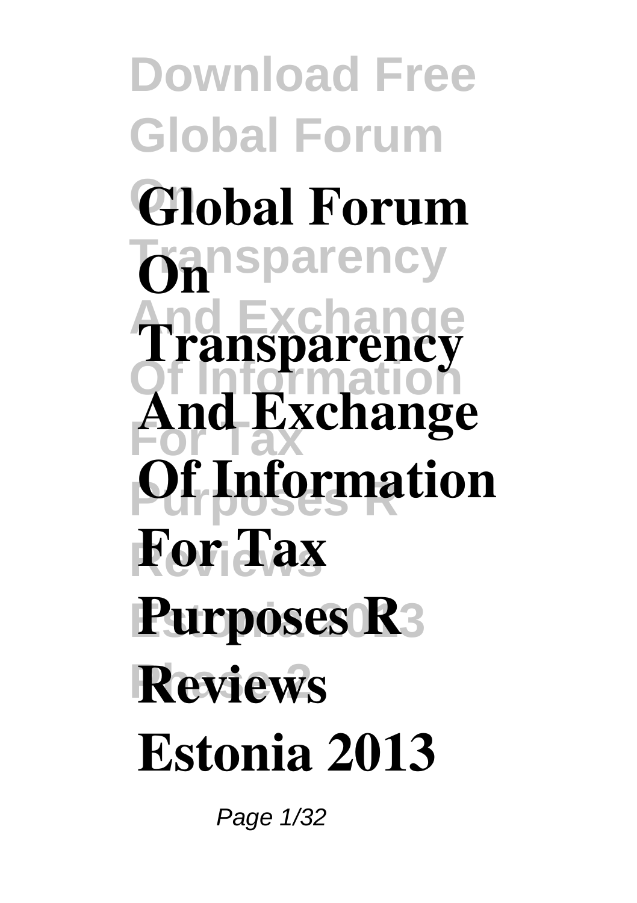# Global Forum On Transparency And Exchange Of Information For Tax Purposes R Reviews Estonia 2013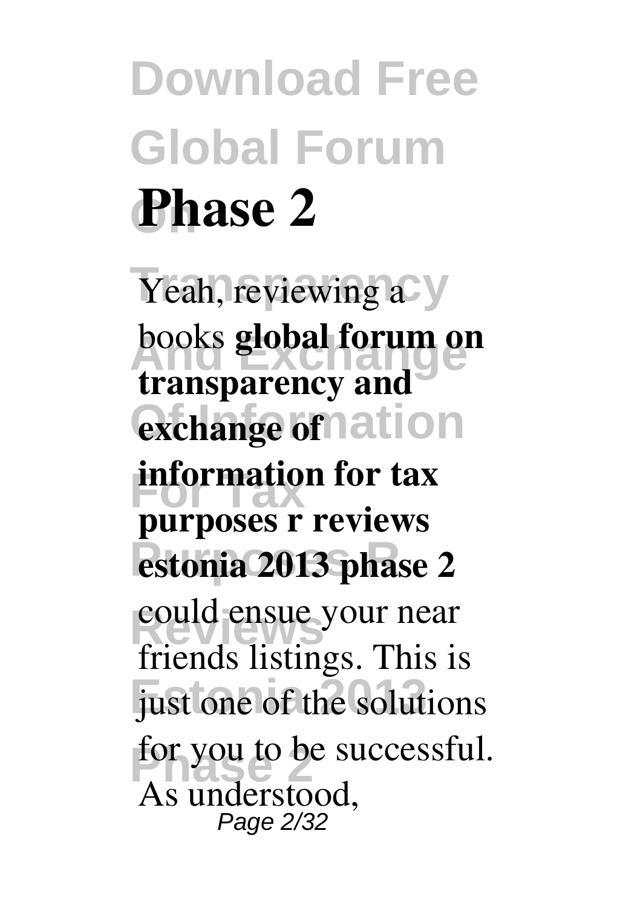# Download Free Global Forum On Phase 2

Yeah, reviewing a books **global forum on transparency and exchange of information for tax purposes r reviews estonia 2013 phase 2** could ensue your near friends listings. This is just one of the solutions for you to be successful. As understood,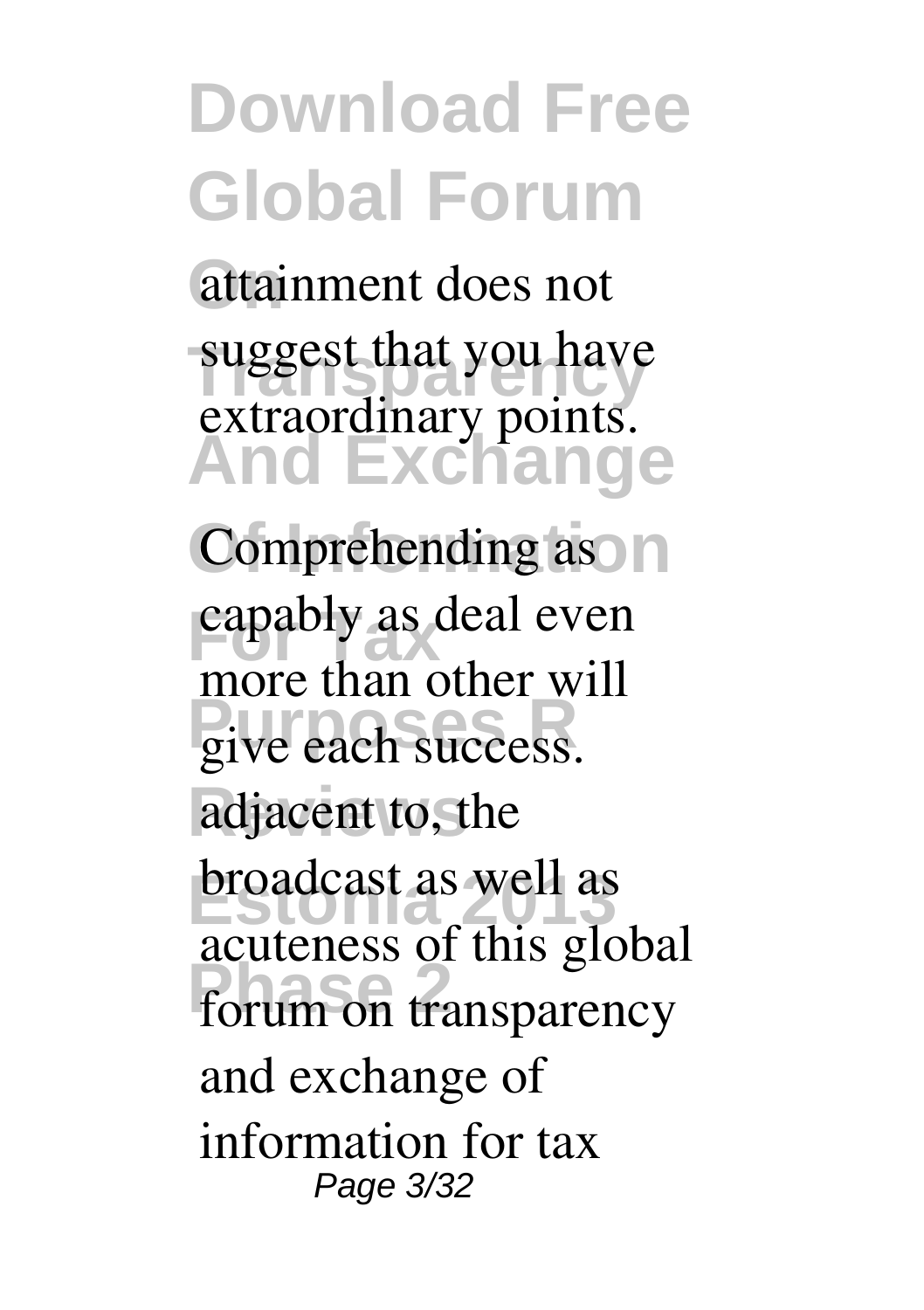attainment does not suggest that you have extraordinary points.

Comprehending as capably as deal even more than other will give each success. adjacent to, the broadcast as well as acuteness of this global forum on transparency and exchange of information for tax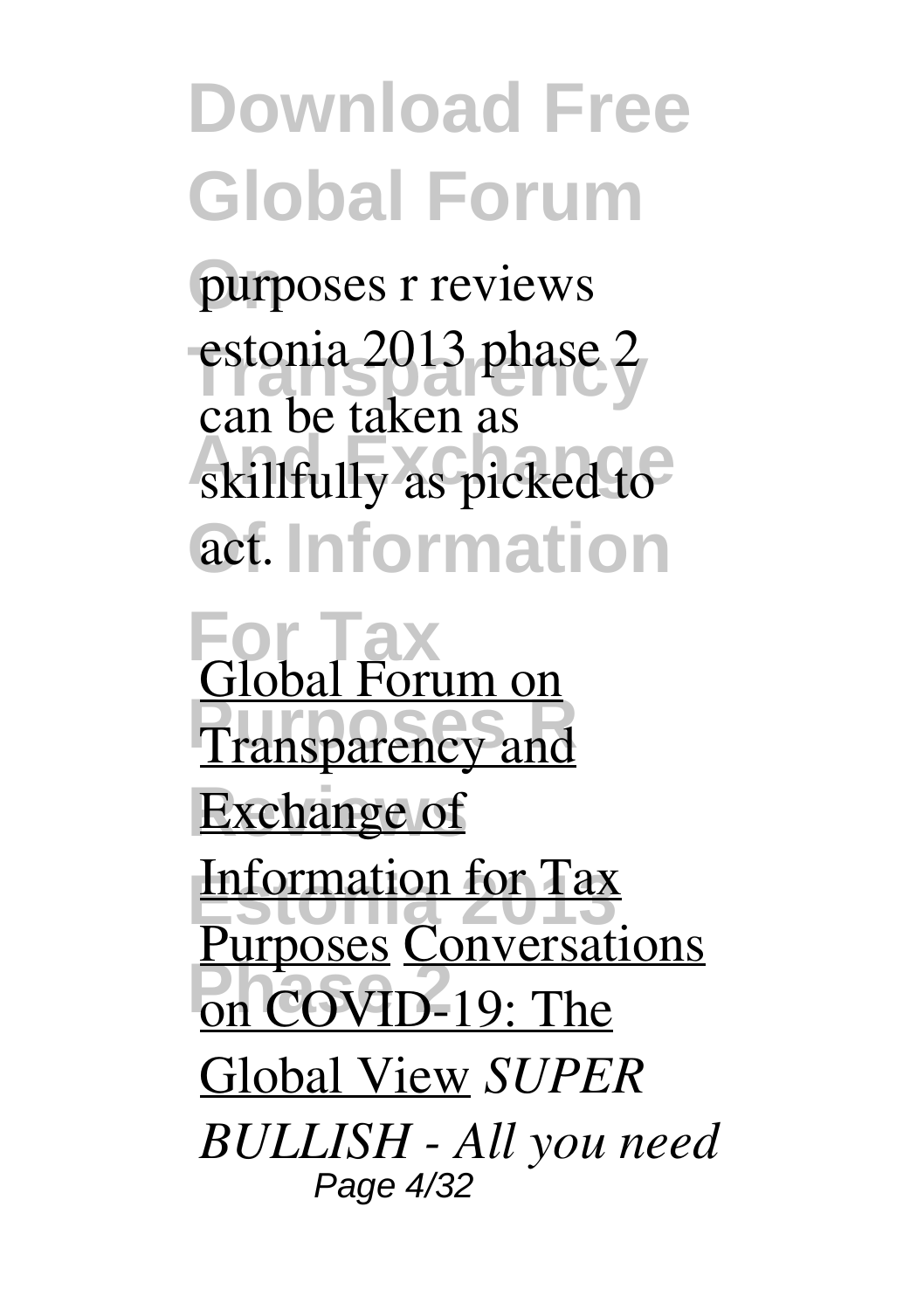purposes r reviews estonia 2013 phase 2 can be taken as skillfully as picked to act.

Global Forum on Transparency and Exchange of Information for Tax Purposes Conversations on COVID-19: The Global View *SUPER BULLISH - All you need*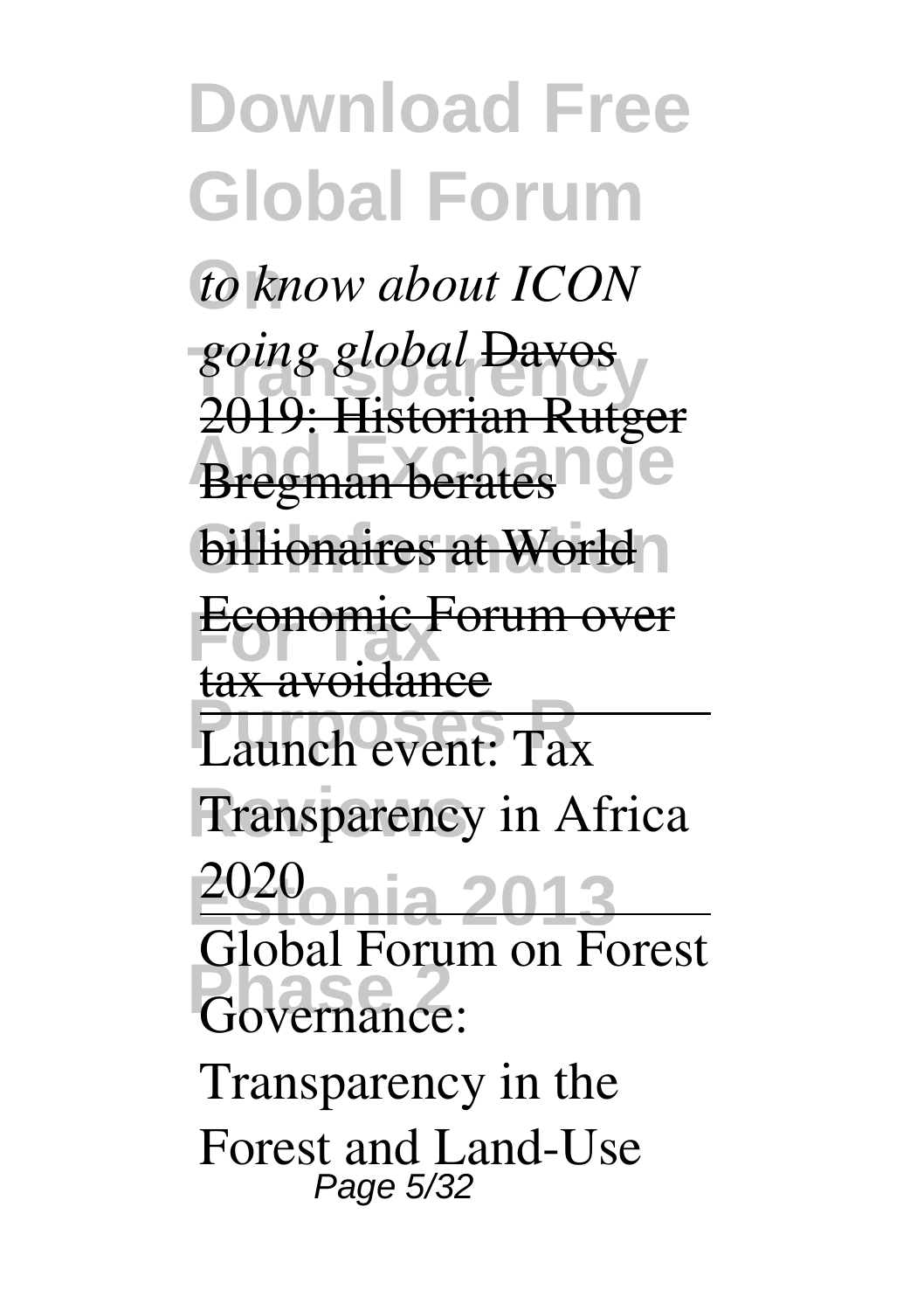*to know about ICON going global* Davos 2019: Historian Rutger Bregman berates billionaires at World Economic Forum over tax avoidance

Launch event: Tax Transparency in Africa 2020

Global Forum on Forest Governance: Transparency in the Forest and Land-Use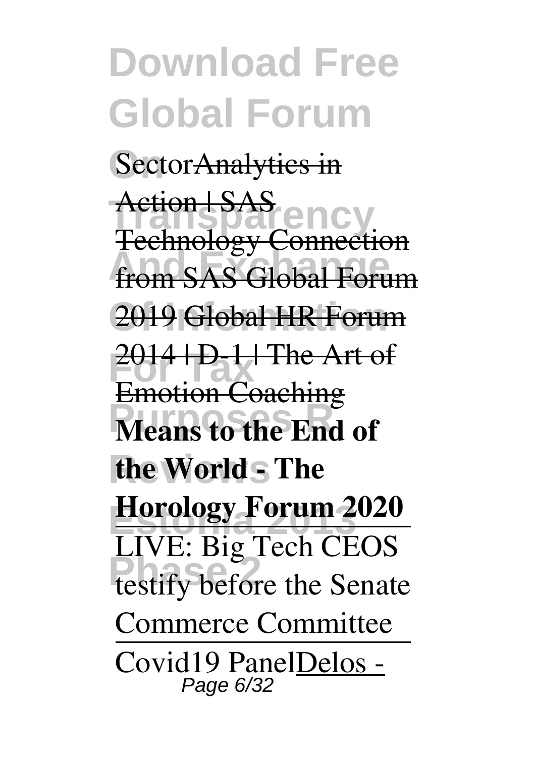Sector~~Analytics in Action | SAS~~ Technology Connection from SAS Global Forum 2019 Global HR Forum 2014 | D-1 | The Art of Emotion Coaching **Means to the End of the World - The Horology Forum 2020**

LIVE: Big Tech CEOS testify before the Senate Commerce Committee

Covid19 PanelDelos -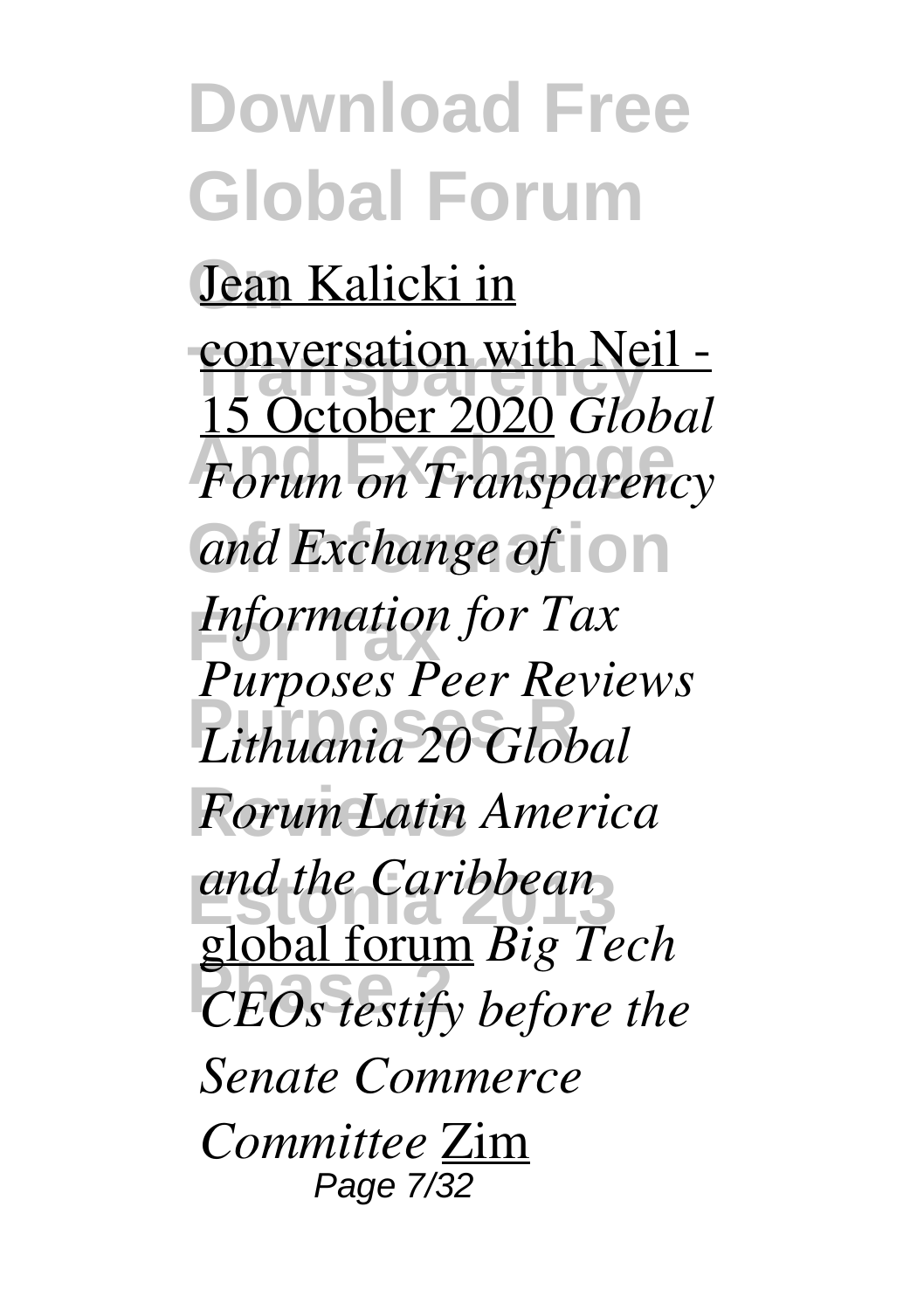Jean Kalicki in conversation with Neil - 15 October 2020 *Global Forum on Transparency and Exchange of Information for Tax Purposes Peer Reviews Lithuania 20 Global Forum Latin America and the Caribbean* global forum *Big Tech CEOs testify before the Senate Commerce Committee* Zim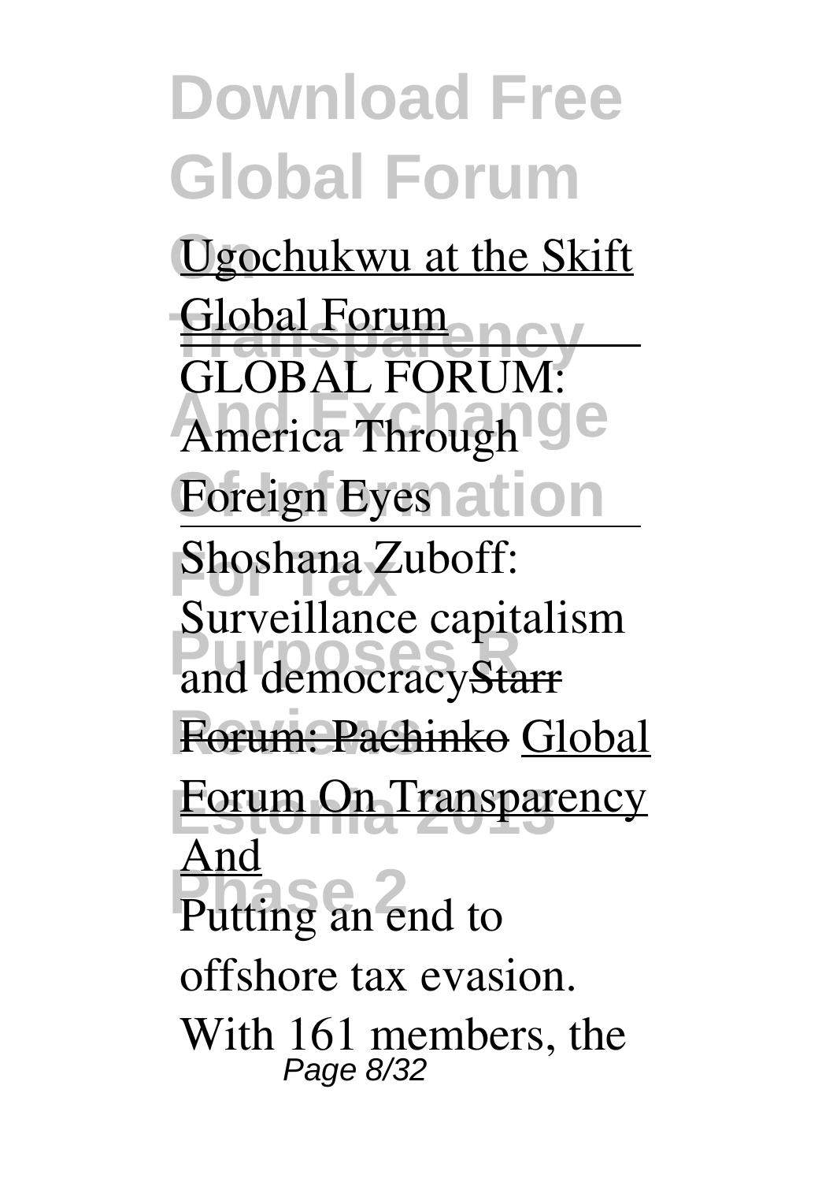Ugochukwu at the Skift Global Forum

GLOBAL FORUM: America Through Foreign Eyes

Shoshana Zuboff: Surveillance capitalism and democracy Starr Forum: Pachinko Global Forum On Transparency And

Putting an end to offshore tax evasion. With 161 members, the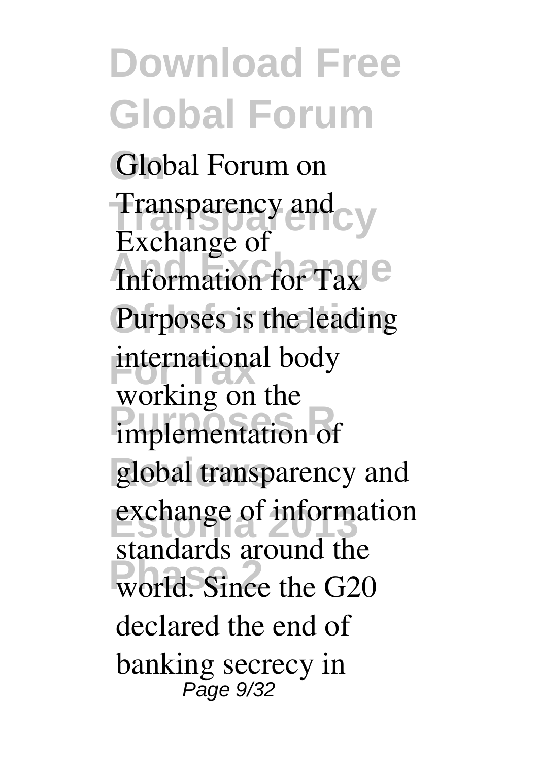Global Forum on Transparency and Exchange of Information for Tax Purposes is the leading international body working on the implementation of global transparency and exchange of information standards around the world. Since the G20 declared the end of banking secrecy in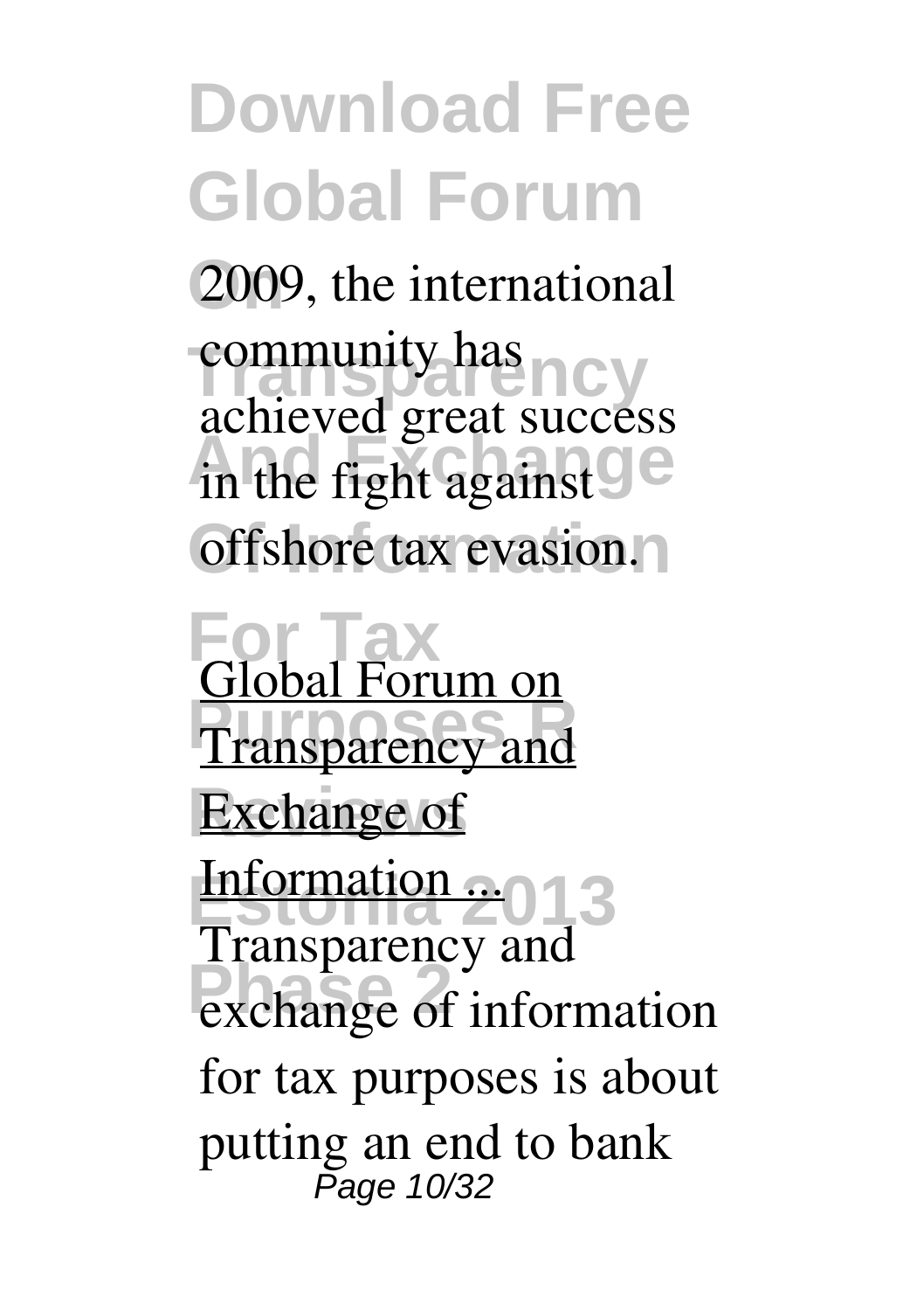2009, the international community has achieved great success in the fight against offshore tax evasion.

Global Forum on Transparency and Exchange of Information ...

Transparency and exchange of information for tax purposes is about putting an end to bank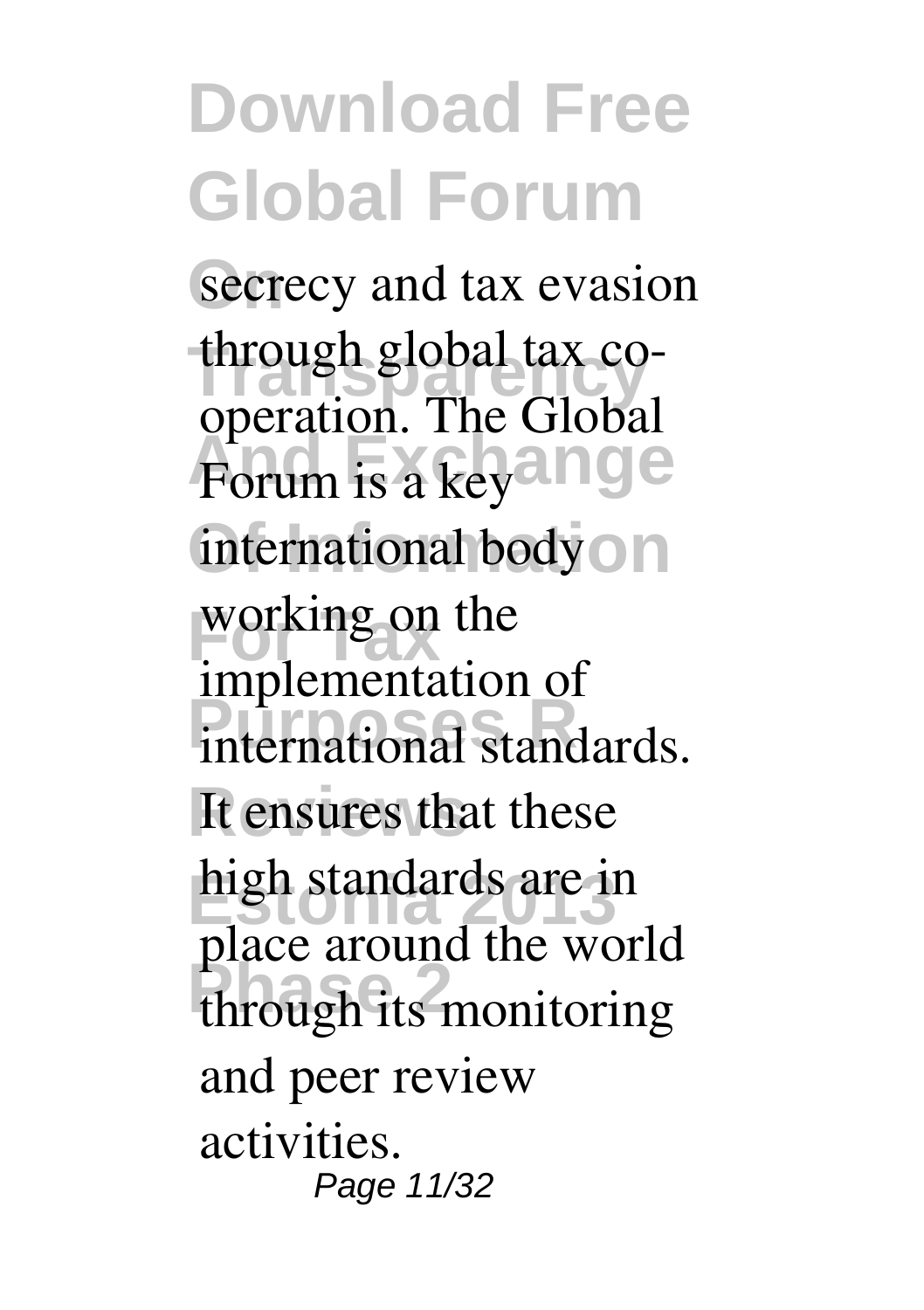secrecy and tax evasion through global tax co-operation. The Global Forum is a key international body working on the implementation of international standards. It ensures that these high standards are in place around the world through its monitoring and peer review activities.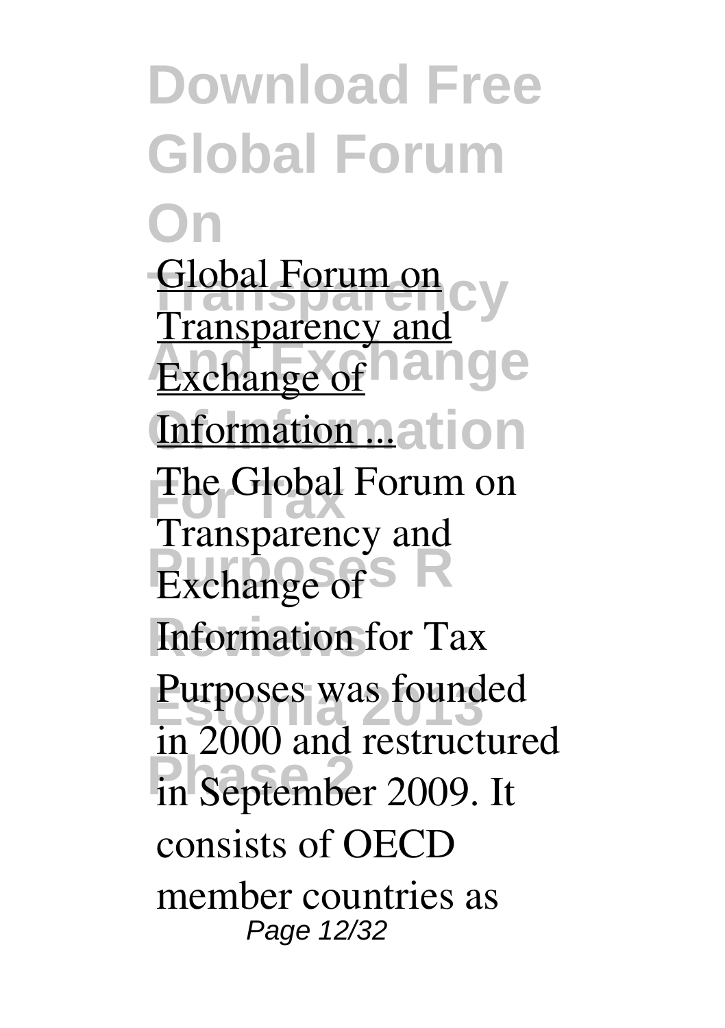Global Forum on Transparency and Exchange of Information ...

The Global Forum on Transparency and Exchange of Information for Tax Purposes was founded in 2000 and restructured in September 2009. It consists of OECD member countries as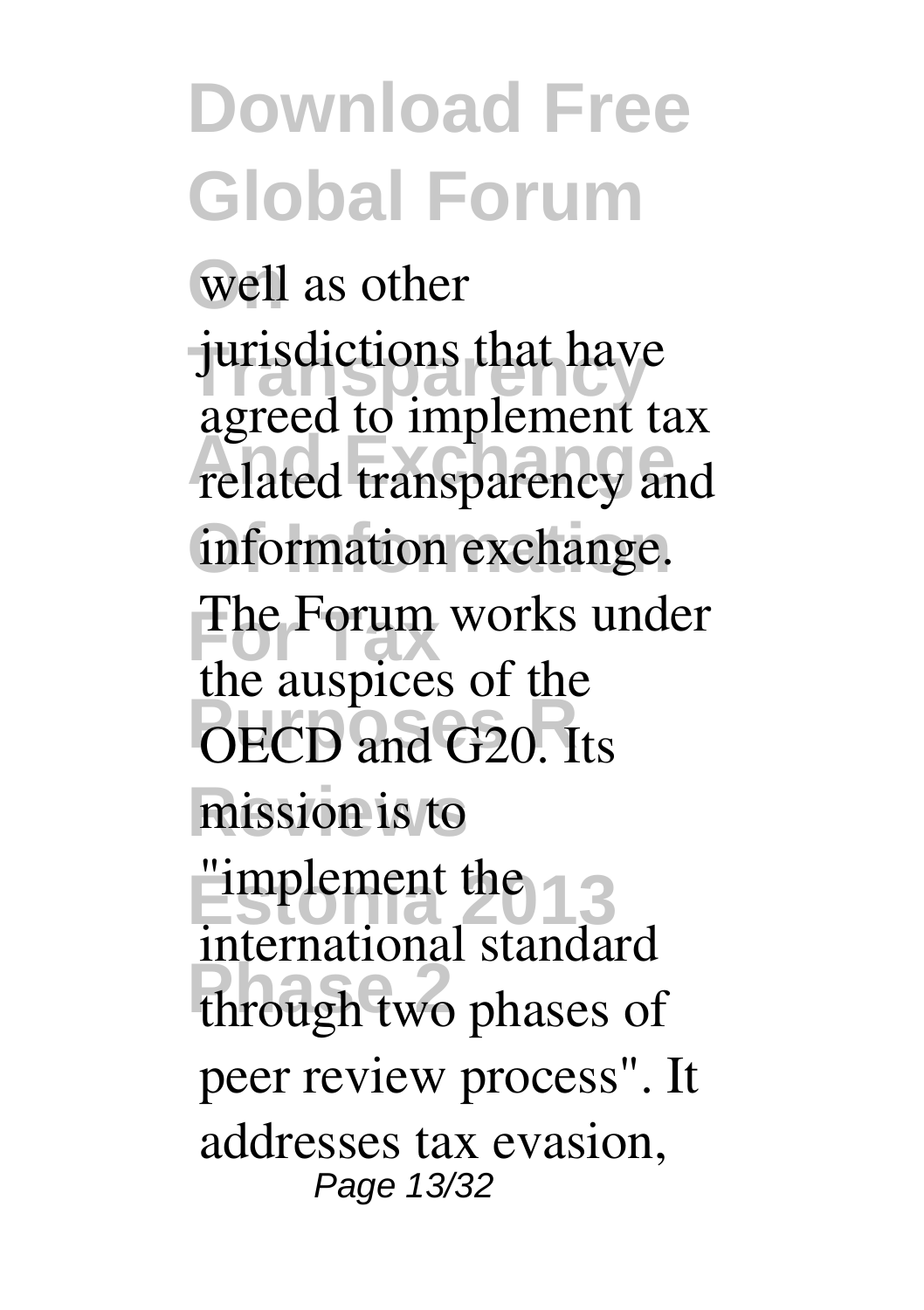well as other jurisdictions that have agreed to implement tax related transparency and information exchange. The Forum works under the auspices of the OECD and G20. Its mission is to "implement the international standard through two phases of peer review process". It addresses tax evasion,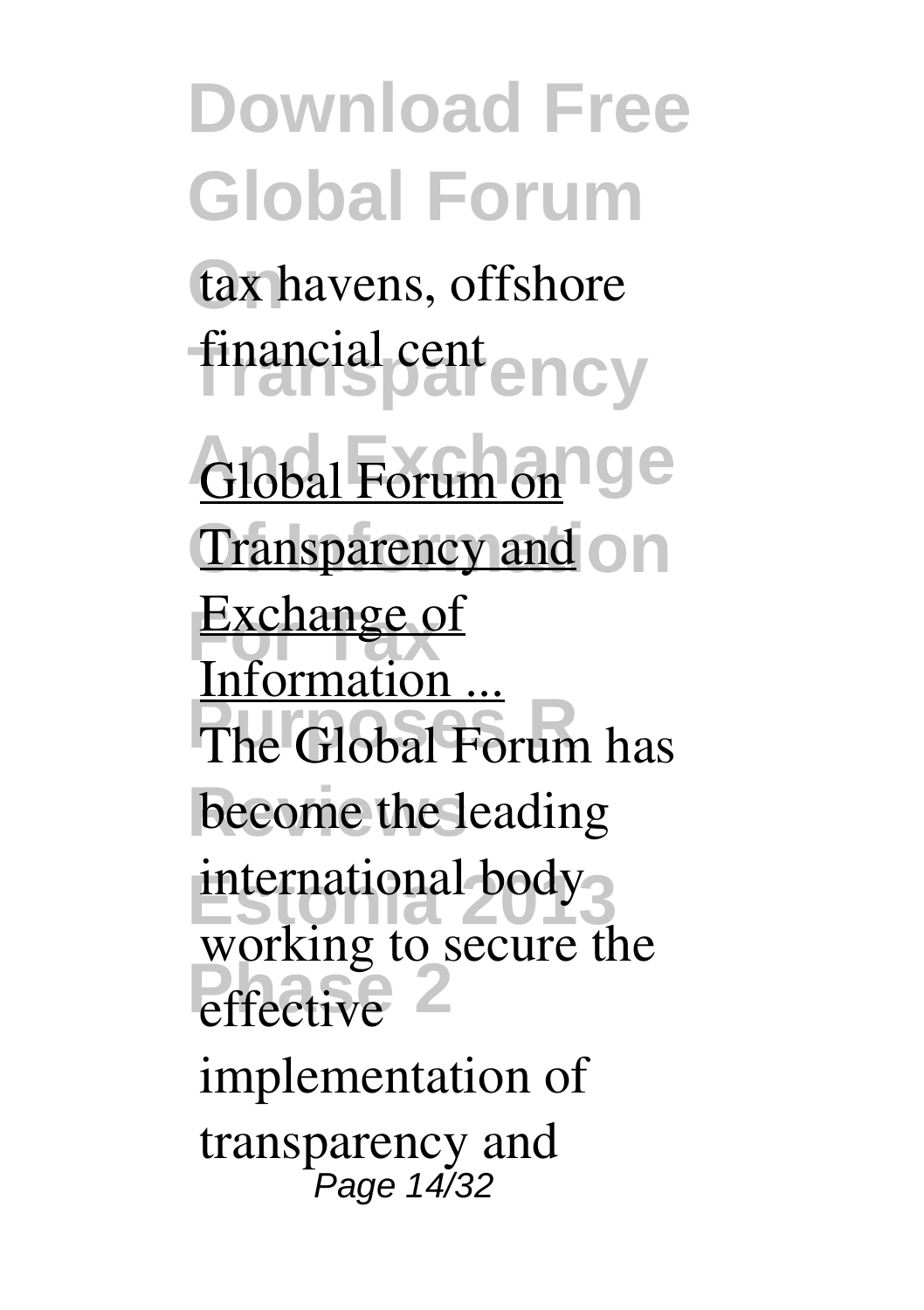tax havens, offshore financial cent

[Global Forum on Transparency and Exchange of Information ...]()

The Global Forum has become the leading international body working to secure the effective implementation of transparency and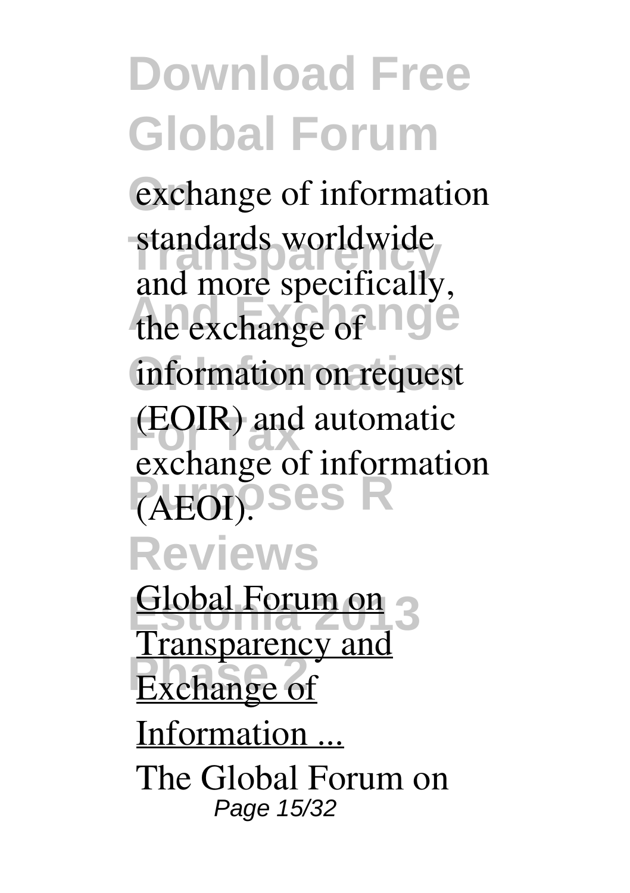exchange of information standards worldwide and more specifically, the exchange of information on request (EOIR) and automatic exchange of information (AEOI).

Global Forum on Transparency and Exchange of Information ...

The Global Forum on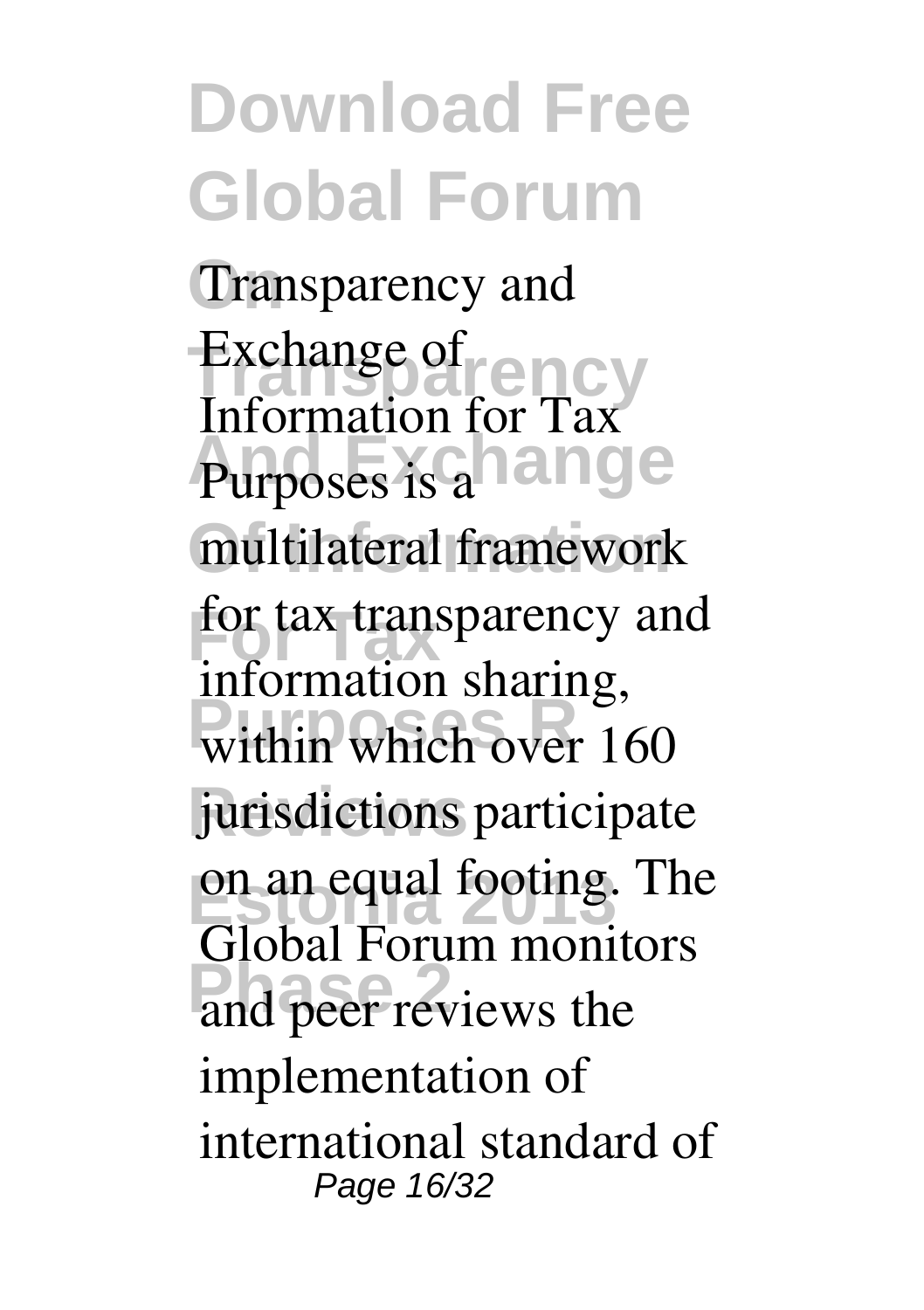Transparency and Exchange of Information for Tax Purposes is a multilateral framework for tax transparency and information sharing, within which over 160 jurisdictions participate on an equal footing. The Global Forum monitors and peer reviews the implementation of international standard of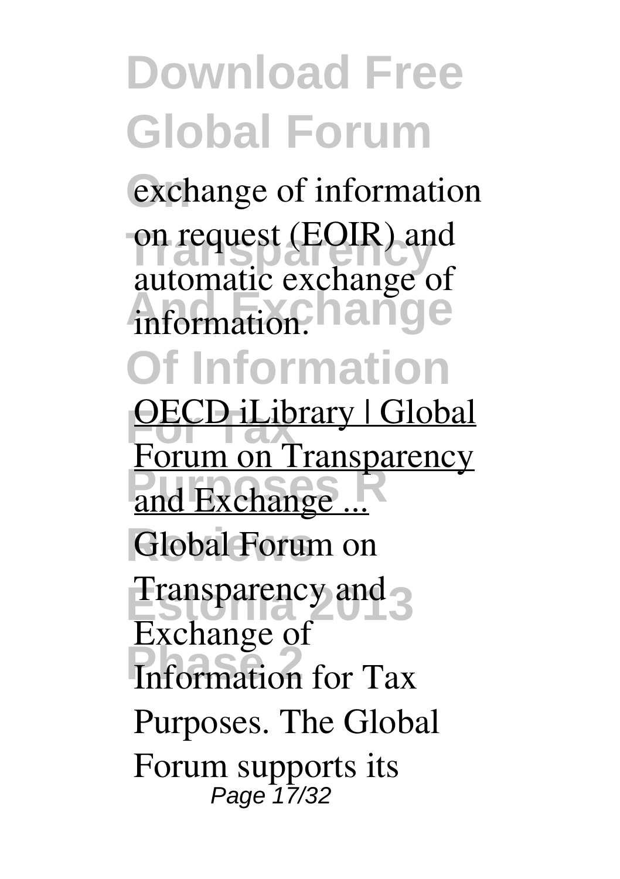exchange of information on request (EOIR) and automatic exchange of information.

OECD iLibrary | Global Forum on Transparency and Exchange ...

Global Forum on Transparency and Exchange of Information for Tax Purposes. The Global Forum supports its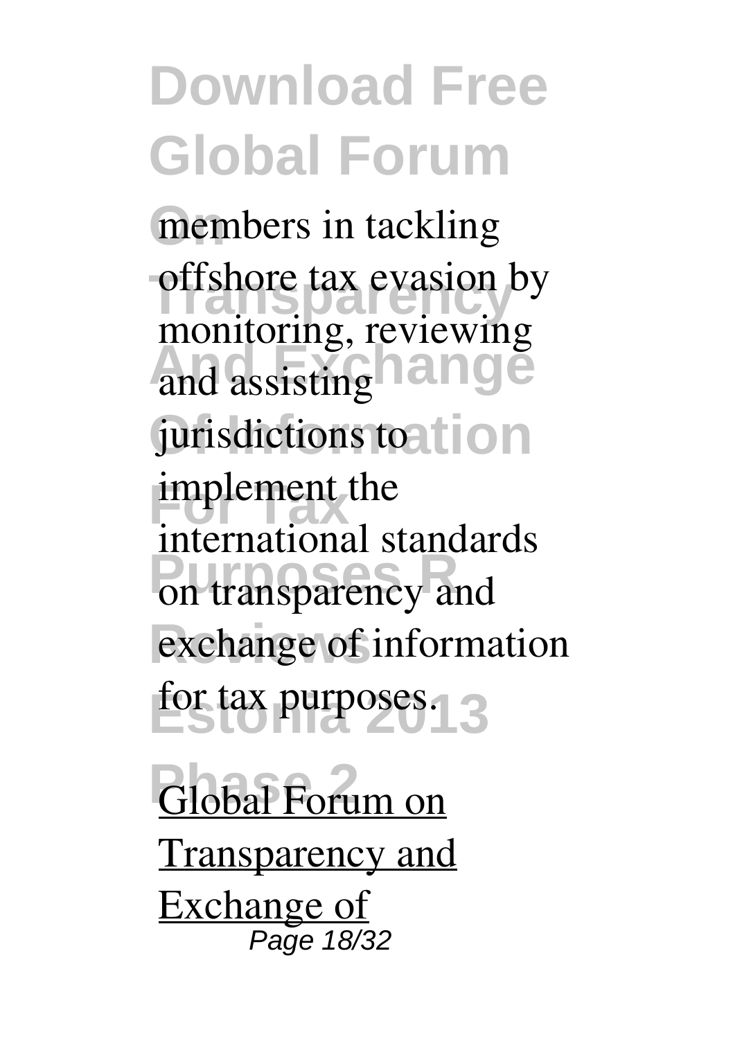members in tackling offshore tax evasion by monitoring, reviewing and assisting jurisdictions to implement the international standards on transparency and exchange of information for tax purposes.

Global Forum on Transparency and Exchange of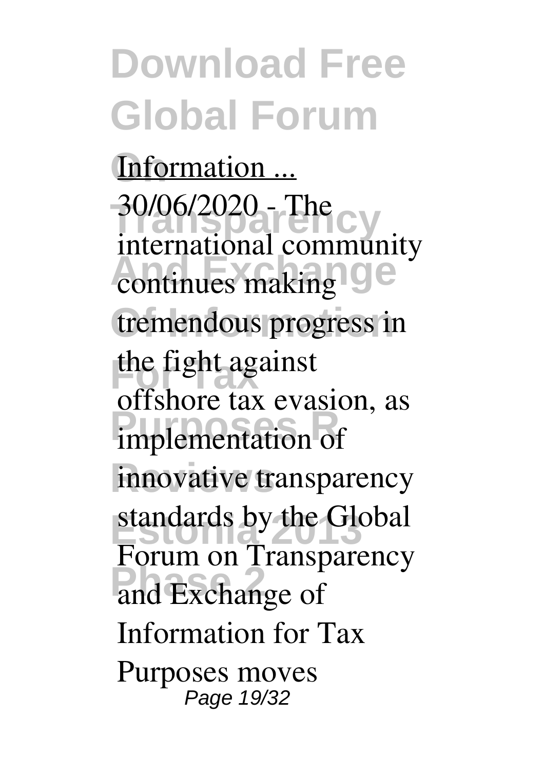Information ...

30/06/2020 - The international community continues making tremendous progress in the fight against offshore tax evasion, as implementation of innovative transparency standards by the Global Forum on Transparency and Exchange of Information for Tax Purposes moves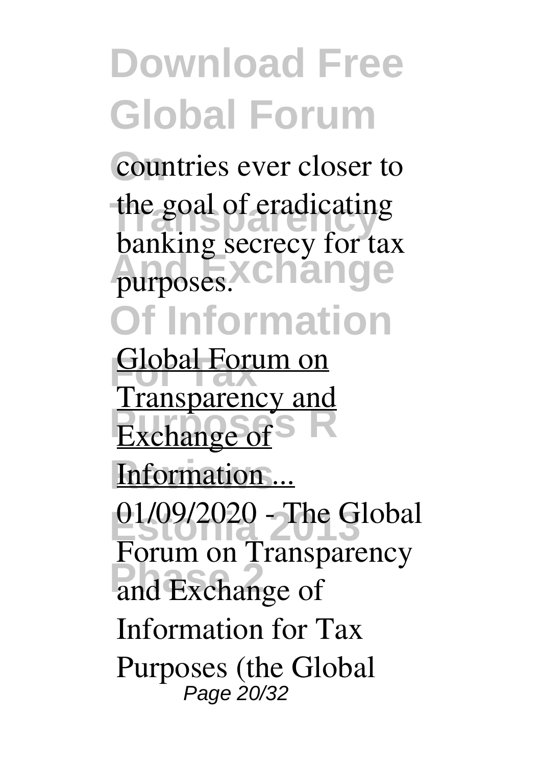countries ever closer to the goal of eradicating banking secrecy for tax purposes.

Global Forum on Transparency and Exchange of Information ...

01/09/2020 - The Global Forum on Transparency and Exchange of Information for Tax Purposes (the Global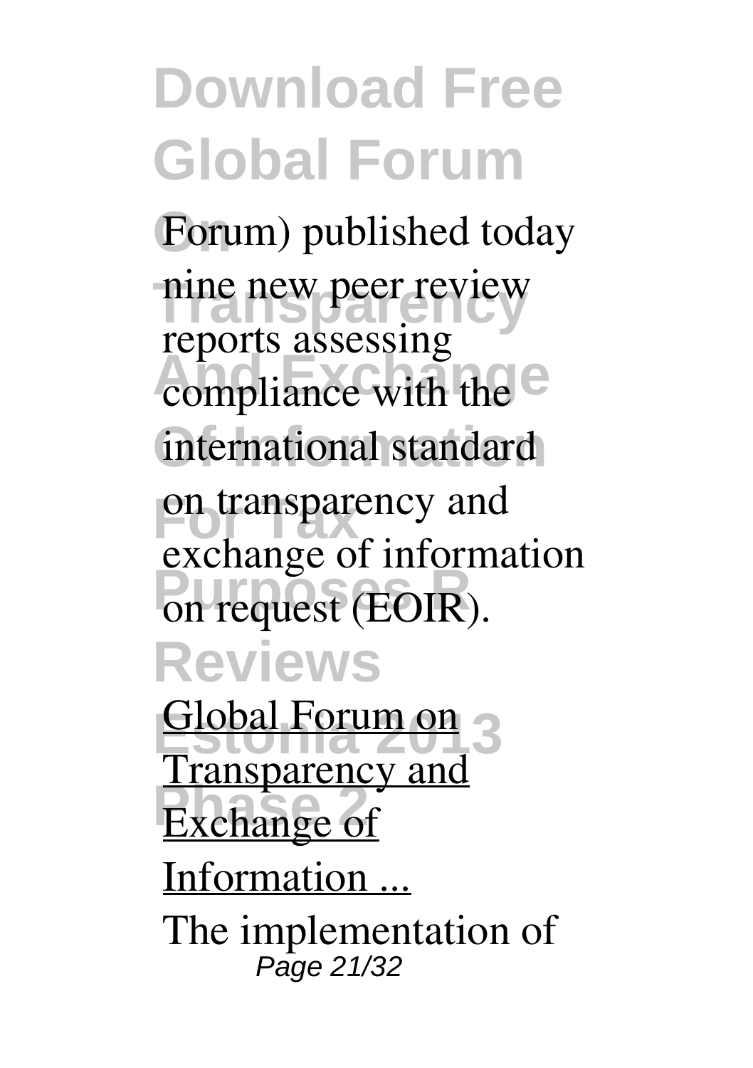Forum) published today nine new peer review reports assessing compliance with the international standard on transparency and exchange of information on request (EOIR).

Global Forum on Transparency and Exchange of Information ...

The implementation of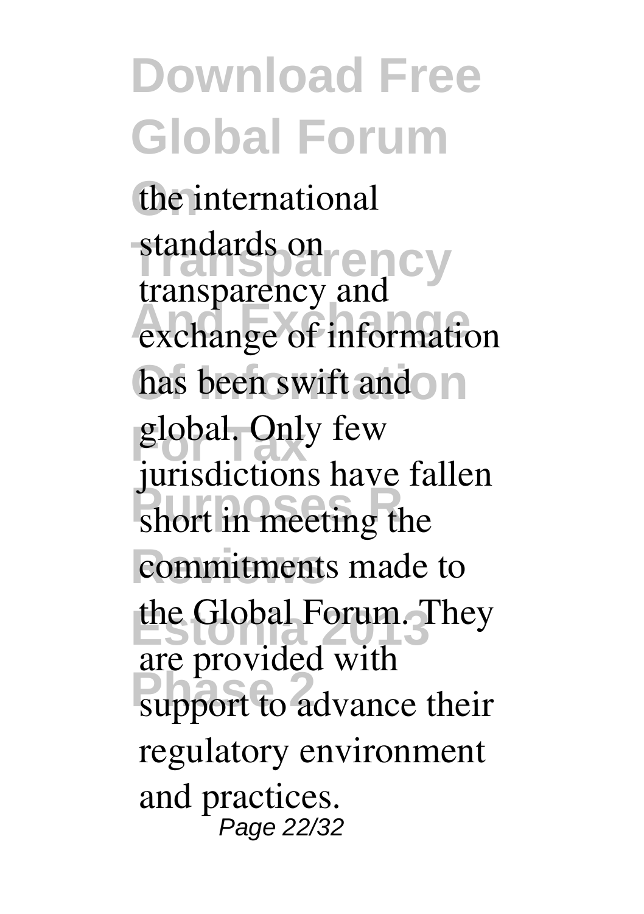the international standards on transparency and exchange of information has been swift and global. Only few jurisdictions have fallen short in meeting the commitments made to the Global Forum. They are provided with support to advance their regulatory environment and practices.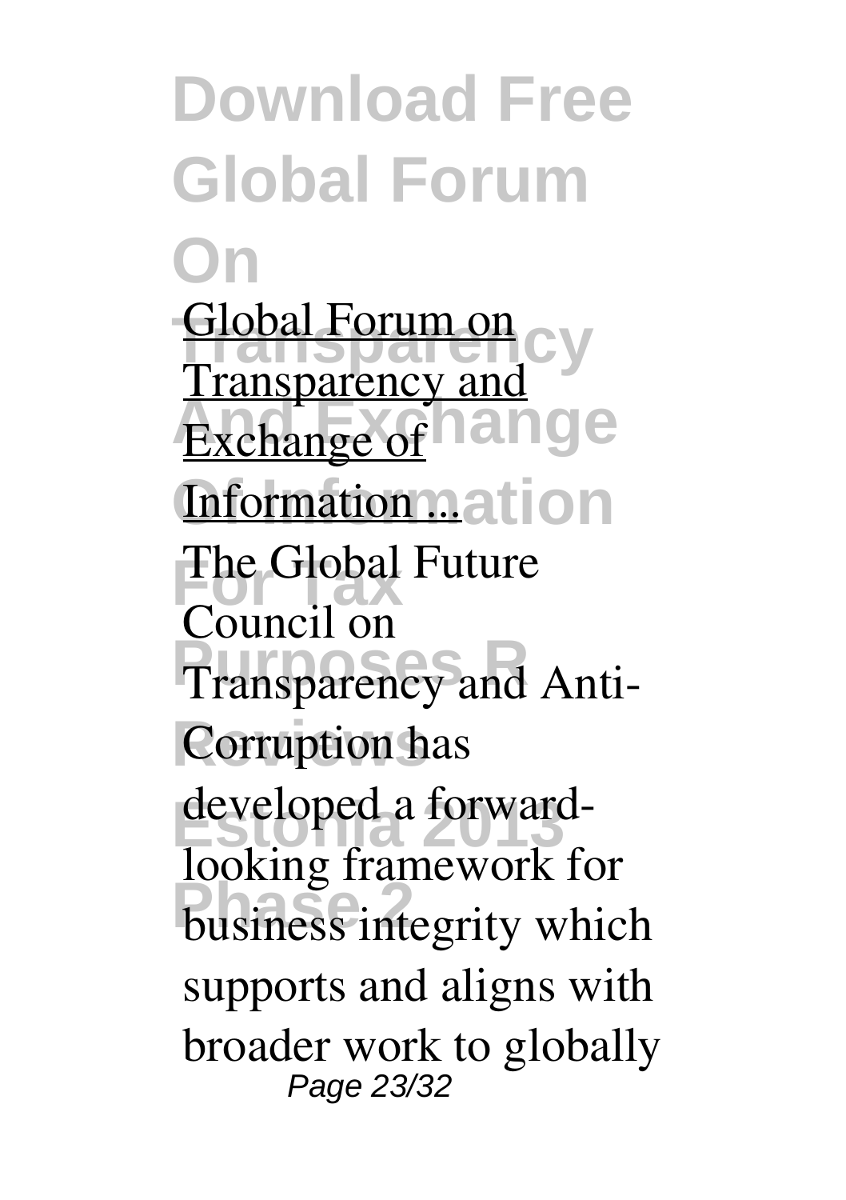[Global Forum on Transparency and Exchange of Information ...]()

The Global Future Council on Transparency and Anti-Corruption has developed a forward-looking framework for business integrity which supports and aligns with broader work to globally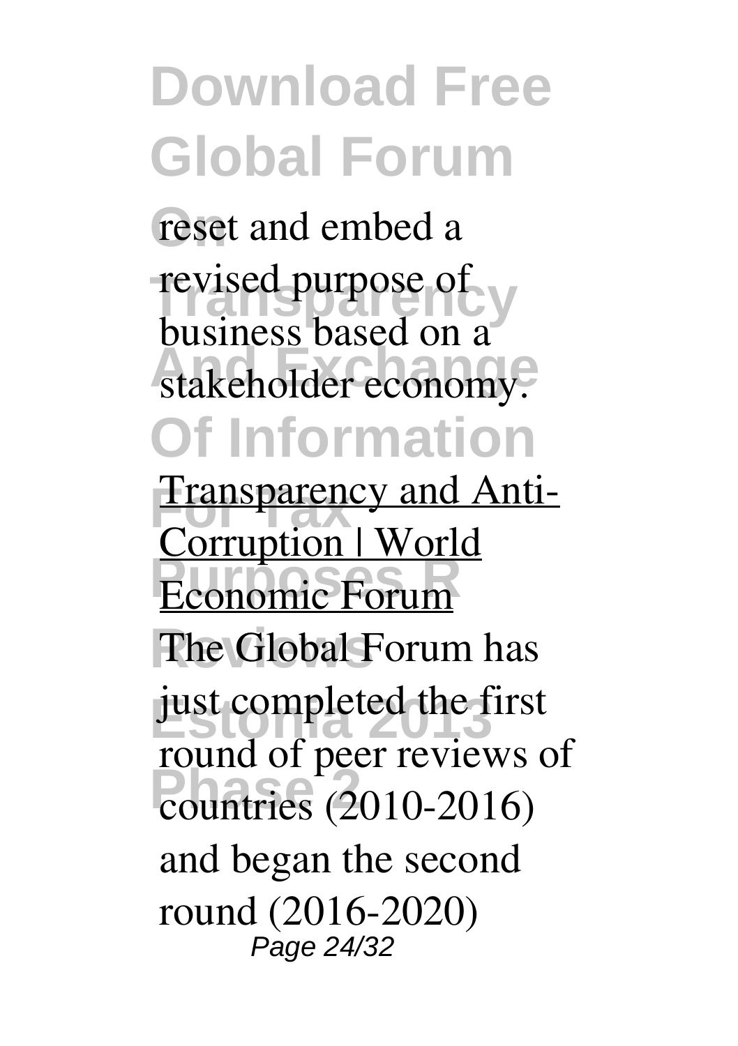reset and embed a revised purpose of business based on a stakeholder economy.

Transparency and Anti-Corruption | World Economic Forum

The Global Forum has just completed the first round of peer reviews of countries (2010-2016) and began the second round (2016-2020)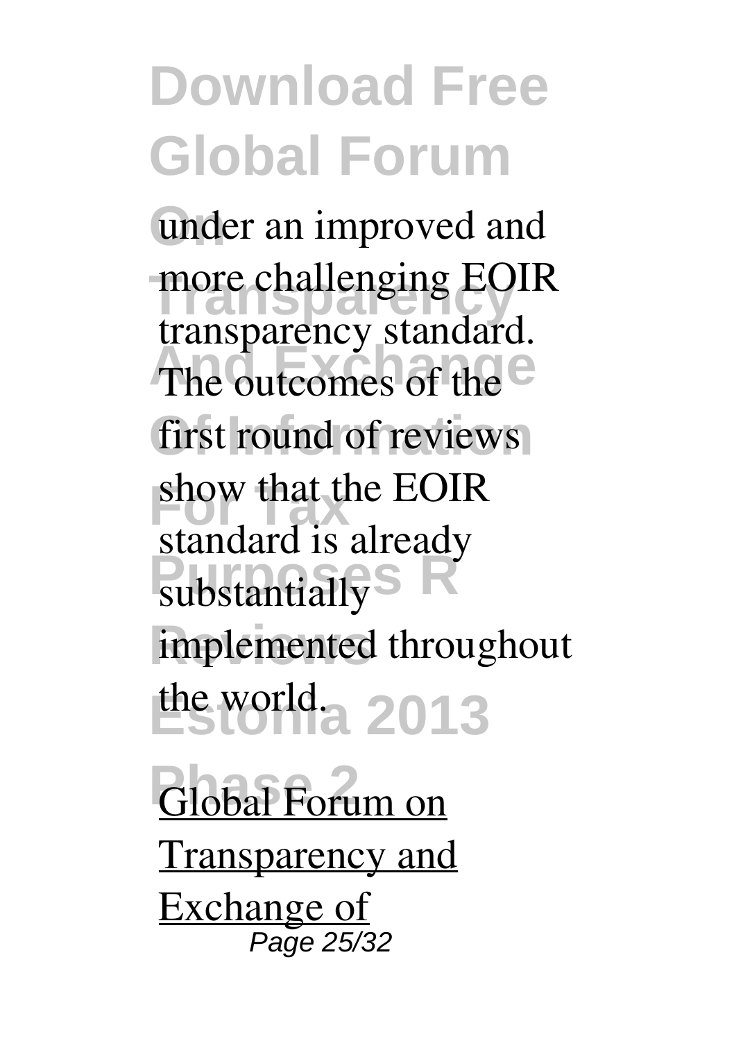under an improved and more challenging EOIR transparency standard. The outcomes of the first round of reviews show that the EOIR standard is already substantially implemented throughout the world.

Global Forum on Transparency and Exchange of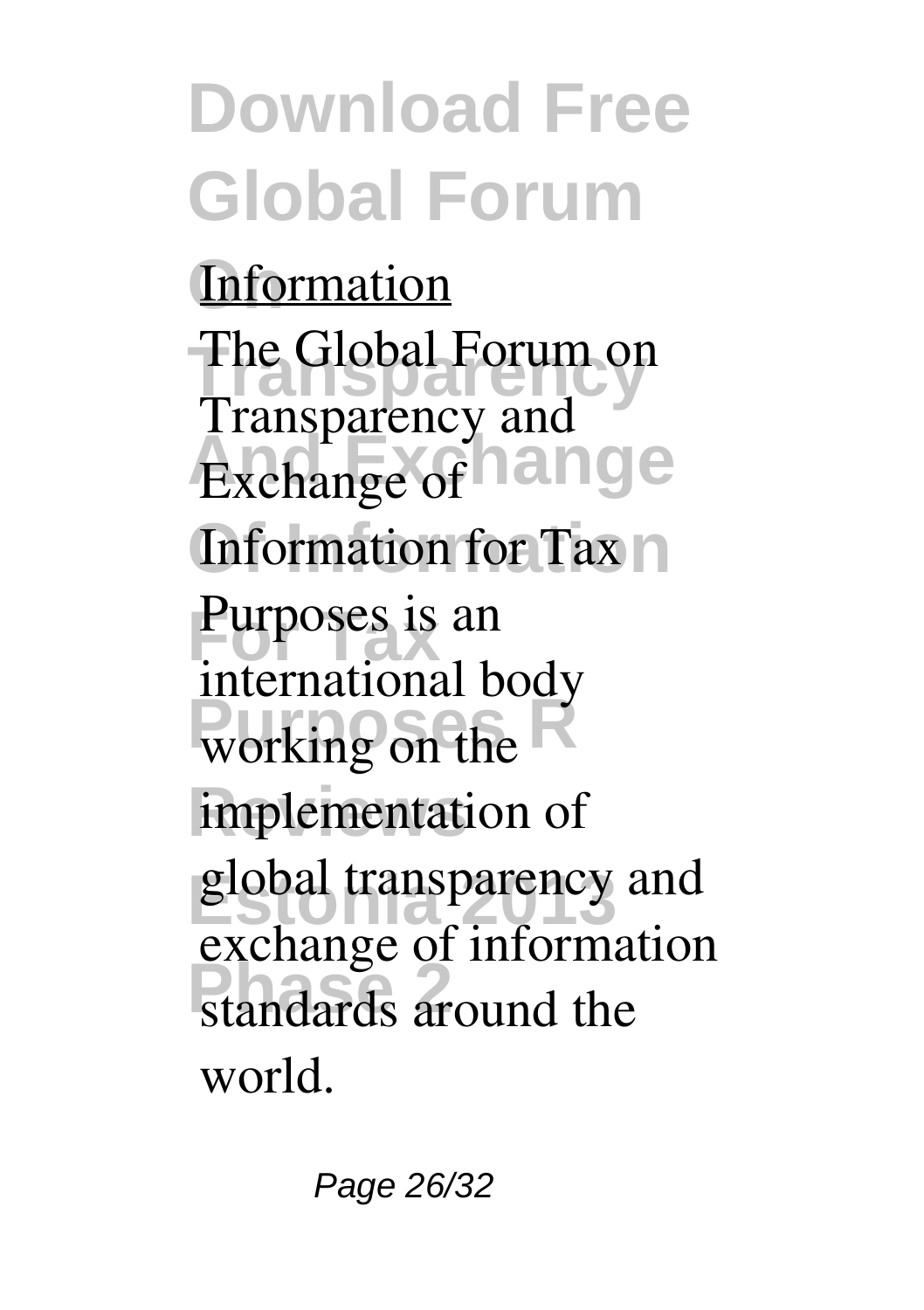**Information**

The Global Forum on Transparency and Exchange of Information for Tax Purposes is an international body working on the implementation of global transparency and exchange of information standards around the world.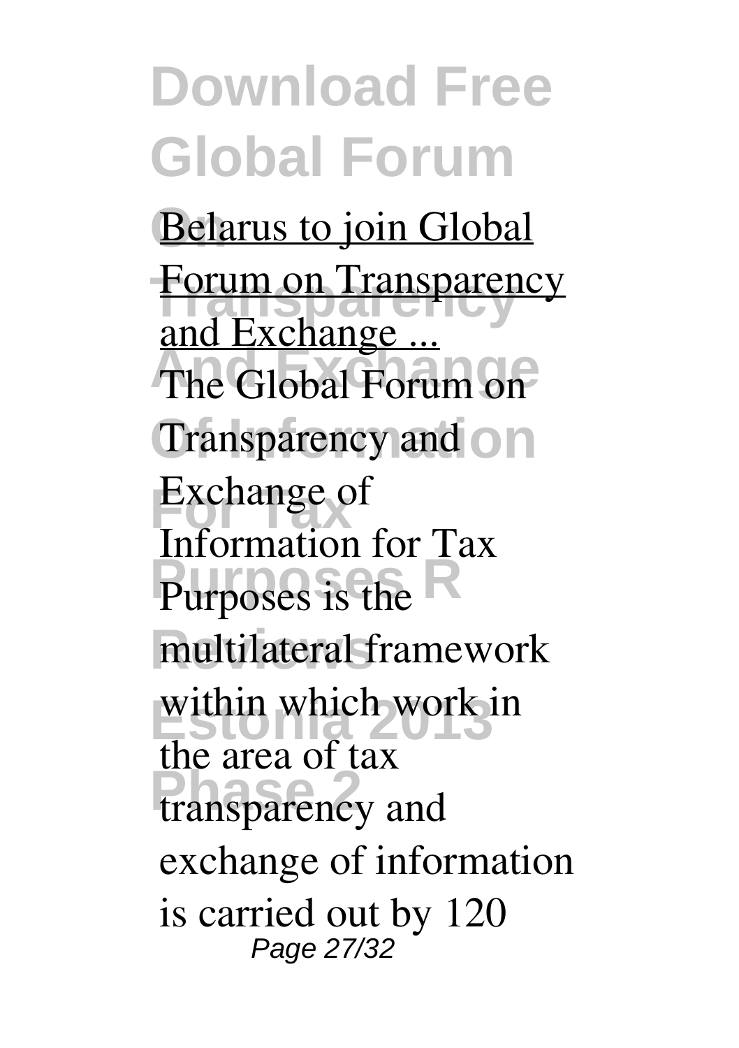[Belarus to join Global Forum on Transparency and Exchange ...]

The Global Forum on Transparency and Exchange of Information for Tax Purposes is the multilateral framework within which work in the area of tax transparency and exchange of information is carried out by 120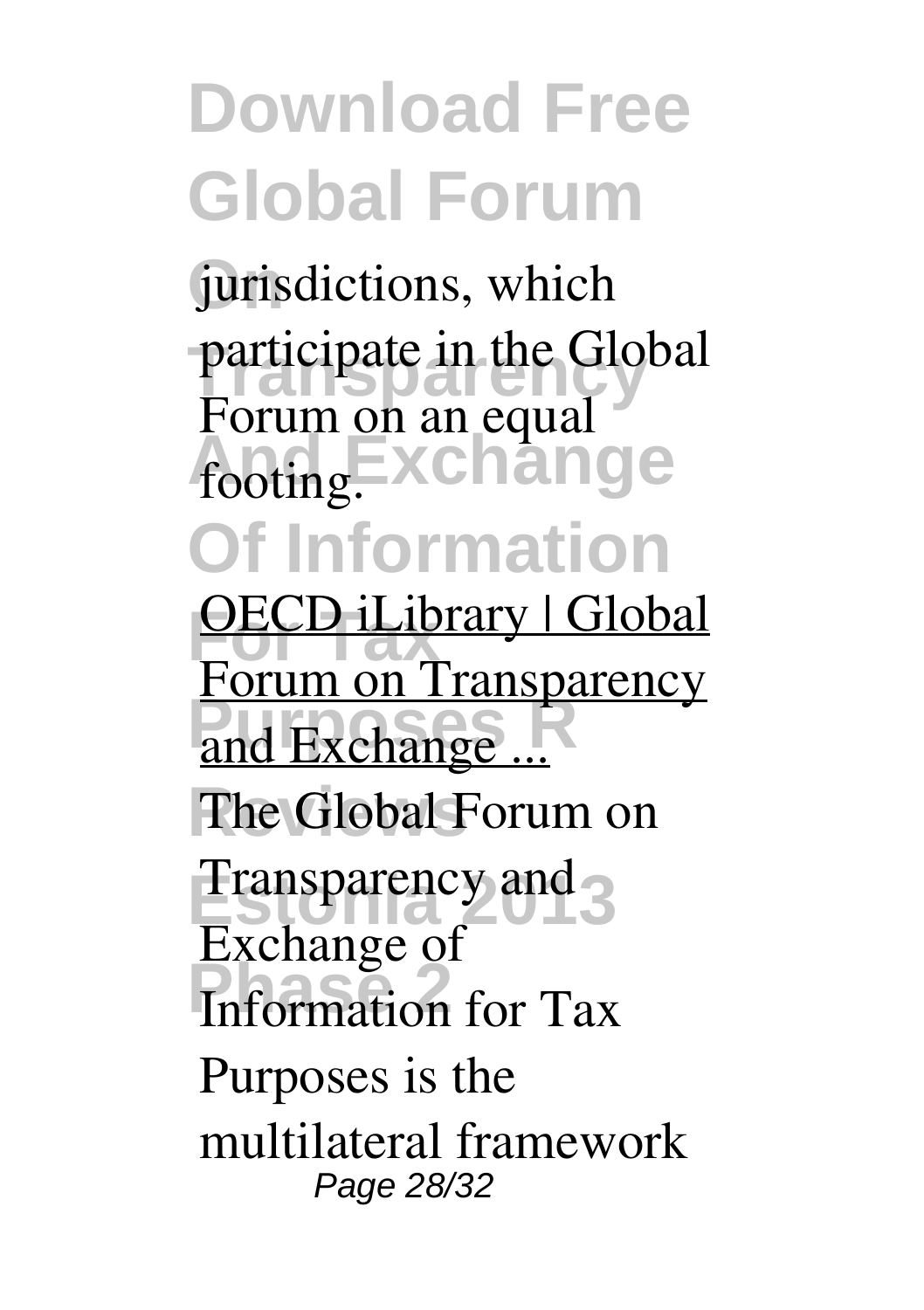jurisdictions, which participate in the Global Forum on an equal footing.

OECD iLibrary | Global Forum on Transparency and Exchange ...

The Global Forum on Transparency and Exchange of Information for Tax Purposes is the multilateral framework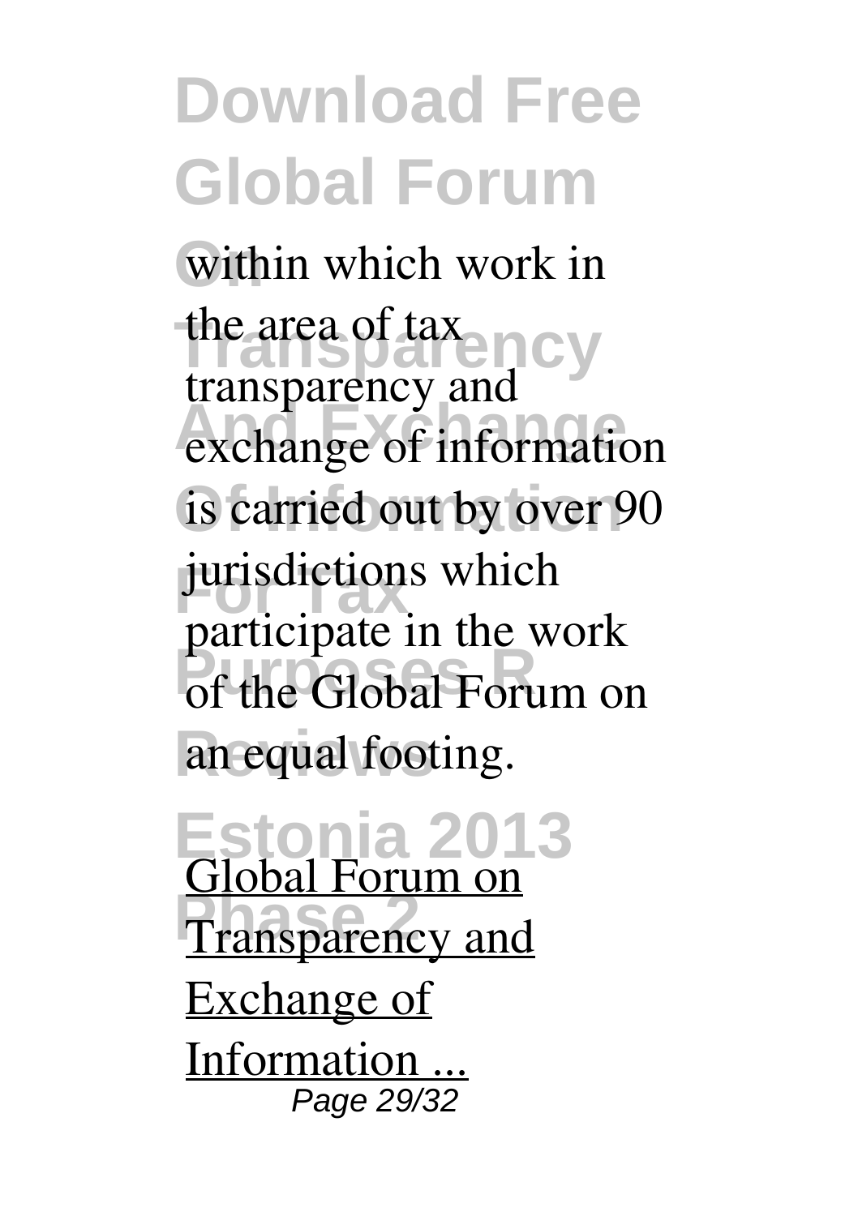within which work in the area of tax transparency and exchange of information is carried out by over 90 jurisdictions which participate in the work of the Global Forum on an equal footing.

Global Forum on Transparency and Exchange of Information ...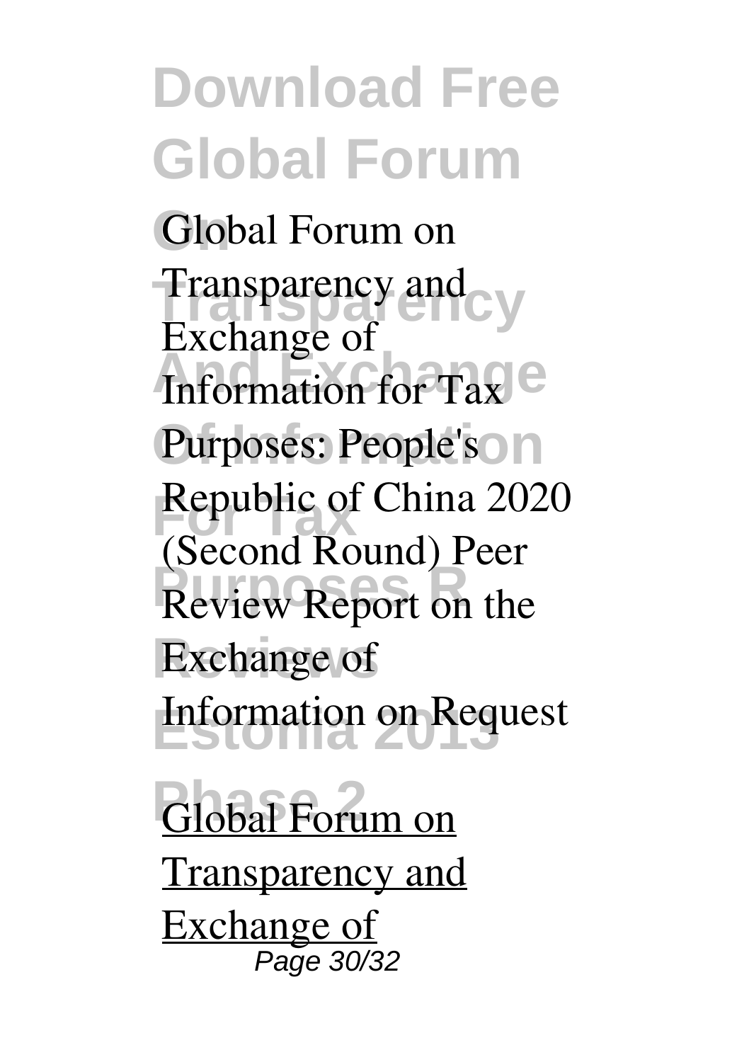Global Forum on Transparency and Exchange of Information for Tax Purposes: People's Republic of China 2020 (Second Round) Peer Review Report on the Exchange of Information on Request

Global Forum on Transparency and Exchange of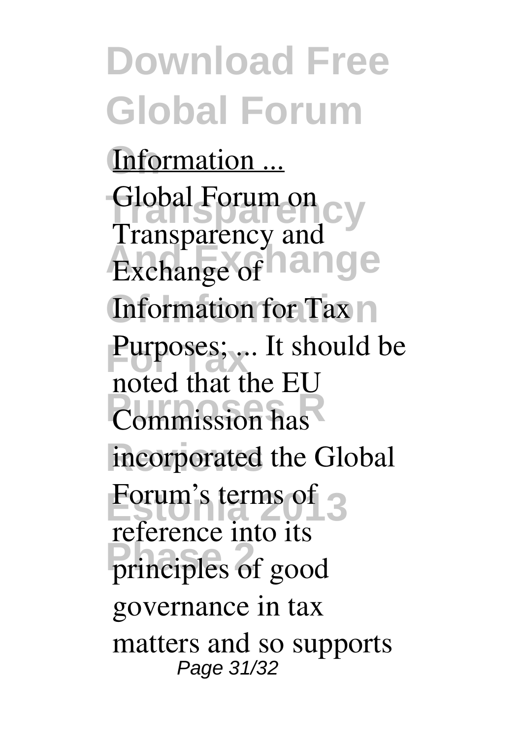Information ...

Global Forum on Transparency and Exchange of Information for Tax Purposes; ... It should be noted that the EU Commission has incorporated the Global Forum's terms of reference into its principles of good governance in tax matters and so supports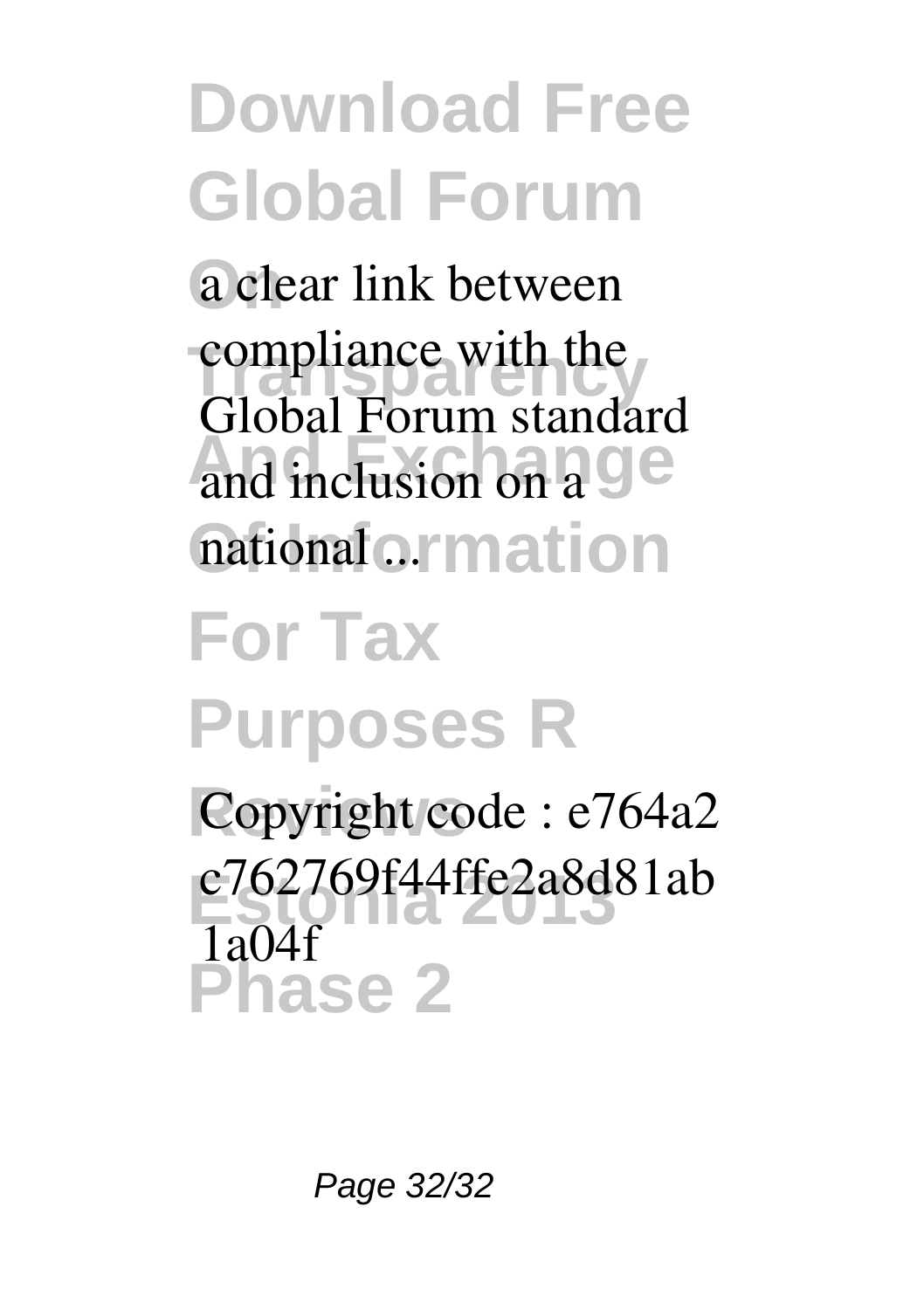a clear link between compliance with the Global Forum standard and inclusion on a national ...

Copyright code : e764a2c762769f44ffe2a8d81ab1a04f